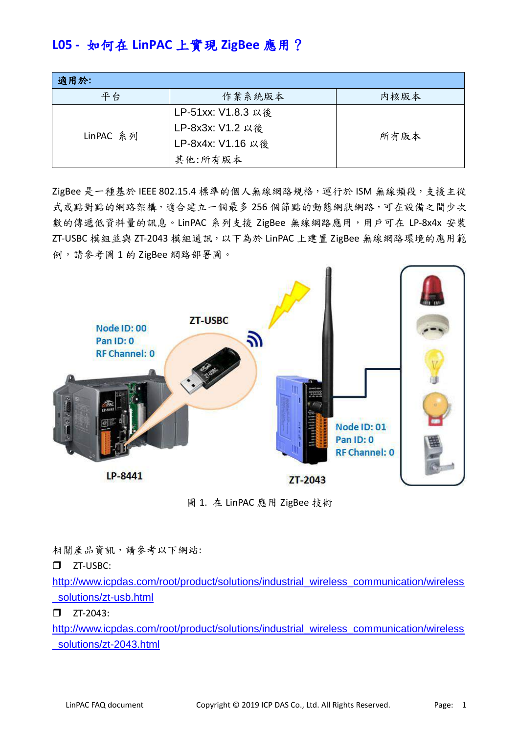# L05 - 如何在 LinPAC 上實現 ZigBee 應用？

| 適用於: | | |
| --- | --- | --- |
| 平台 | 作業系統版本 | 內核版本 |
| LinPAC 系列 | LP-51xx: V1.8.3 以後<br>LP-8x3x: V1.2 以後<br>LP-8x4x: V1.16 以後<br>其他:所有版本 | 所有版本 |

ZigBee 是一種基於 IEEE 802.15.4 標準的個人無線網路規格，運行於 ISM 無線頻段，支援主從式或點對點的網路架構，適合建立一個最多 256 個節點的動態網狀網路，可在設備之間少次數的傳遞低資料量的訊息。LinPAC 系列支援 ZigBee 無線網路應用，用戶可在 LP-8x4x 安裝 ZT-USBC 模組並與 ZT-2043 模組通訊，以下為於 LinPAC 上建置 ZigBee 無線網路環境的應用範例，請參考圖 1 的 ZigBee 網路部署圖。

圖 1. 在 LinPAC 應用 ZigBee 技術

相關產品資訊，請參考以下網站:

❒ ZT-USBC:
http://www.icpdas.com/root/product/solutions/industrial_wireless_communication/wireless_solutions/zt-usb.html

❒ ZT-2043:
http://www.icpdas.com/root/product/solutions/industrial_wireless_communication/wireless_solutions/zt-2043.html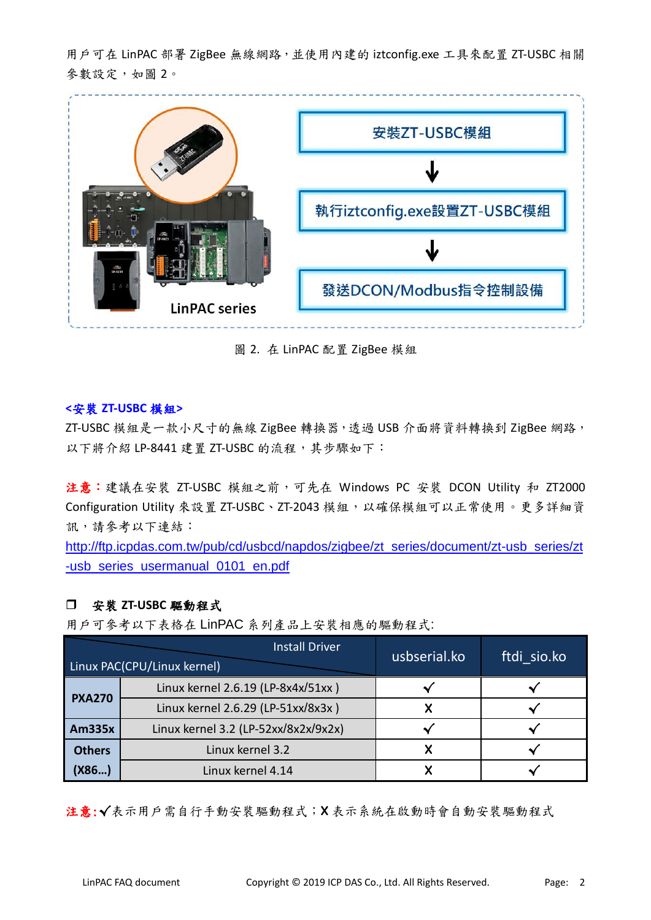用戶可在 LinPAC 部署 ZigBee 無線網路，並使用內建的 iztconfig.exe 工具來配置 ZT-USBC 相關參數設定，如圖 2。

安裝ZT-USBC模組

↓

執行iztconfig.exe設置ZT-USBC模組

↓

發送DCON/Modbus指令控制設備

LinPAC series

圖 2. 在 LinPAC 配置 ZigBee 模組

**<安裝 ZT-USBC 模組>**

ZT-USBC 模組是一款小尺寸的無線 ZigBee 轉換器，透過 USB 介面將資料轉換到 ZigBee 網路，以下將介紹 LP-8441 建置 ZT-USBC 的流程，其步驟如下：

**注意**：建議在安裝 ZT-USBC 模組之前，可先在 Windows PC 安裝 DCON Utility 和 ZT2000 Configuration Utility 來設置 ZT-USBC、ZT-2043 模組，以確保模組可以正常使用。更多詳細資訊，請參考以下連結：

http://ftp.icpdas.com.tw/pub/cd/usbcd/napdos/zigbee/zt_series/document/zt-usb_series/zt-usb_series_usermanual_0101_en.pdf

### ❒ 安裝 ZT-USBC 驅動程式

用戶可參考以下表格在 LinPAC 系列產品上安裝相應的驅動程式:

| Linux PAC(CPU/Linux kernel) \ Install Driver | | usbserial.ko | ftdi_sio.ko |
|---|---|---|---|
| **PXA270** | Linux kernel 2.6.19 (LP-8x4x/51xx ) | ✓ | ✓ |
| | Linux kernel 2.6.29 (LP-51xx/8x3x ) | X | ✓ |
| **Am335x** | Linux kernel 3.2 (LP-52xx/8x2x/9x2x) | ✓ | ✓ |
| **Others (X86...)** | Linux kernel 3.2 | X | ✓ |
| | Linux kernel 4.14 | X | ✓ |

**注意:** ✓表示用戶需自行手動安裝驅動程式；X 表示系統在啟動時會自動安裝驅動程式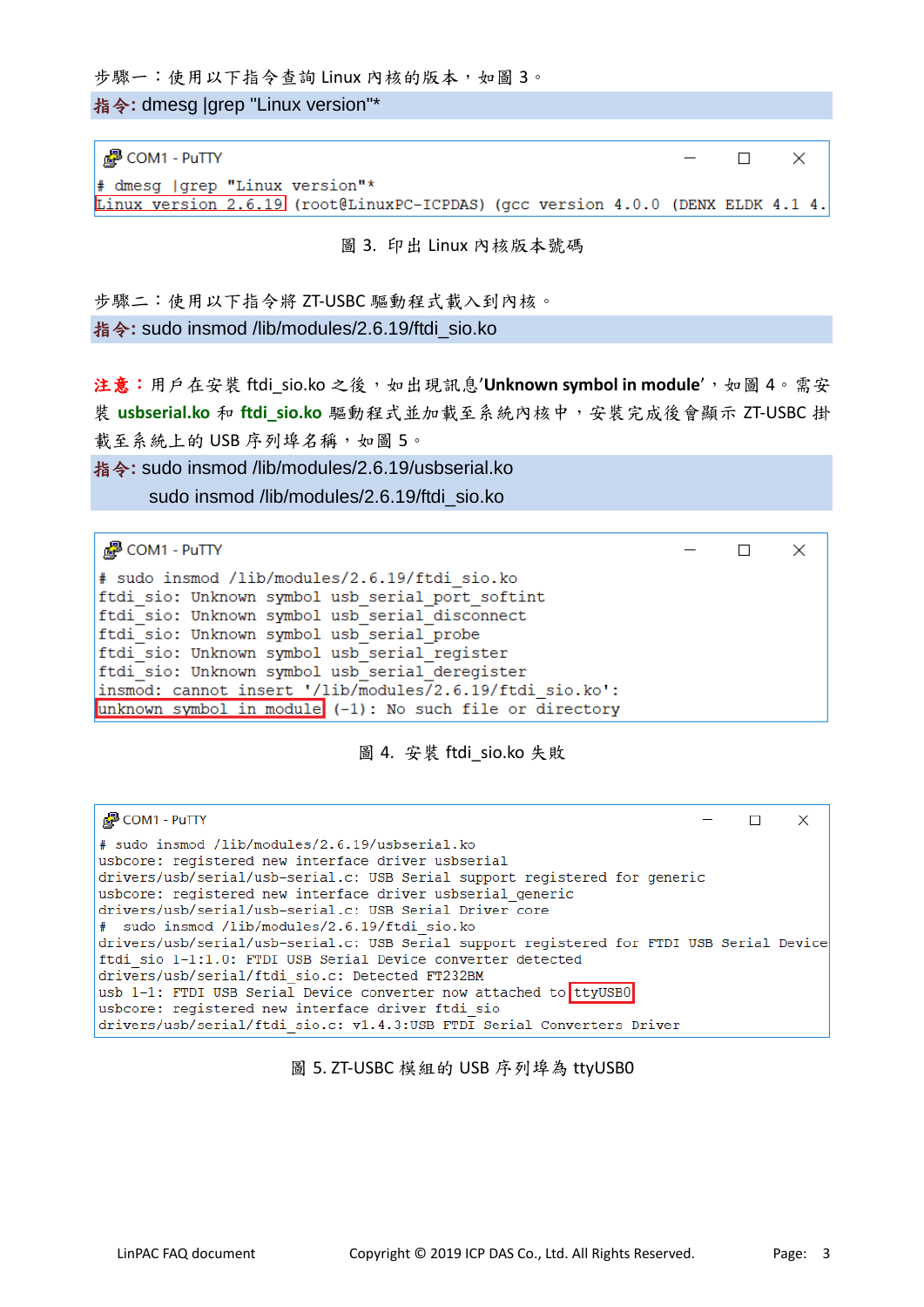步驟一：使用以下指令查詢 Linux 內核的版本，如圖 3。

**指令:** dmesg |grep "Linux version"*

```
COM1 - PuTTY
# dmesg |grep "Linux version"*
Linux version 2.6.19 (root@LinuxPC-ICPDAS) (gcc version 4.0.0 (DENX ELDK 4.1 4.
```

圖 3. 印出 Linux 內核版本號碼

步驟二：使用以下指令將 ZT-USBC 驅動程式載入到內核。

**指令:** sudo insmod /lib/modules/2.6.19/ftdi_sio.ko

**注意：** 用戶在安裝 ftdi_sio.ko 之後，如出現訊息'**Unknown symbol in module**'，如圖 4。需安裝 **usbserial.ko** 和 **ftdi_sio.ko** 驅動程式並加載至系統內核中，安裝完成後會顯示 ZT-USBC 掛載至系統上的 USB 序列埠名稱，如圖 5。

**指令:** sudo insmod /lib/modules/2.6.19/usbserial.ko
sudo insmod /lib/modules/2.6.19/ftdi_sio.ko

```
COM1 - PuTTY
# sudo insmod /lib/modules/2.6.19/ftdi_sio.ko
ftdi_sio: Unknown symbol usb_serial_port_softint
ftdi_sio: Unknown symbol usb_serial_disconnect
ftdi_sio: Unknown symbol usb_serial_probe
ftdi_sio: Unknown symbol usb_serial_register
ftdi_sio: Unknown symbol usb_serial_deregister
insmod: cannot insert '/lib/modules/2.6.19/ftdi_sio.ko':
unknown symbol in module (-1): No such file or directory
```

圖 4. 安裝 ftdi_sio.ko 失敗

```
COM1 - PuTTY
# sudo insmod /lib/modules/2.6.19/usbserial.ko
usbcore: registered new interface driver usbserial
drivers/usb/serial/usb-serial.c: USB Serial support registered for generic
usbcore: registered new interface driver usbserial_generic
drivers/usb/serial/usb-serial.c: USB Serial Driver core
#  sudo insmod /lib/modules/2.6.19/ftdi_sio.ko
drivers/usb/serial/usb-serial.c: USB Serial support registered for FTDI USB Serial Device
ftdi_sio 1-1:1.0: FTDI USB Serial Device converter detected
drivers/usb/serial/ftdi_sio.c: Detected FT232BM
usb 1-1: FTDI USB Serial Device converter now attached to ttyUSB0
usbcore: registered new interface driver ftdi_sio
drivers/usb/serial/ftdi_sio.c: v1.4.3:USB FTDI Serial Converters Driver
```

圖 5. ZT-USBC 模組的 USB 序列埠為 ttyUSB0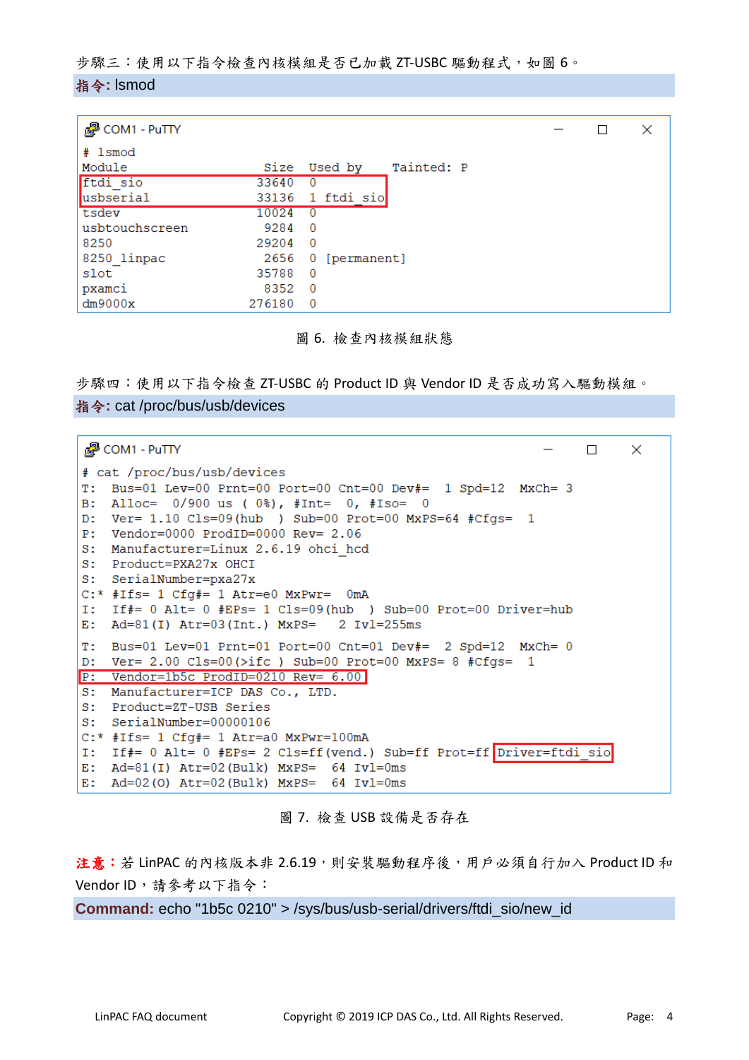步驟三：使用以下指令檢查內核模組是否已加載 ZT-USBC 驅動程式，如圖 6。

**指令:** lsmod

```
COM1 - PuTTY
# lsmod
Module                  Size  Used by    Tainted: P
ftdi_sio               33640  0
usbserial              33136  1 ftdi_sio
tsdev                  10024  0
usbtouchscreen          9284  0
8250                   29204  0
8250_linpac             2656  0 [permanent]
slot                   35788  0
pxamci                  8352  0
dm9000x               276180  0
```

圖 6. 檢查內核模組狀態

步驟四：使用以下指令檢查 ZT-USBC 的 Product ID 與 Vendor ID 是否成功寫入驅動模組。

**指令:** cat /proc/bus/usb/devices

```
COM1 - PuTTY
# cat /proc/bus/usb/devices
T:  Bus=01 Lev=00 Prnt=00 Port=00 Cnt=00 Dev#=  1 Spd=12  MxCh= 3
B:  Alloc=  0/900 us ( 0%), #Int=  0, #Iso=  0
D:  Ver= 1.10 Cls=09(hub  ) Sub=00 Prot=00 MxPS=64 #Cfgs=  1
P:  Vendor=0000 ProdID=0000 Rev= 2.06
S:  Manufacturer=Linux 2.6.19 ohci_hcd
S:  Product=PXA27x OHCI
S:  SerialNumber=pxa27x
C:* #Ifs= 1 Cfg#= 1 Atr=e0 MxPwr=  0mA
I:  If#= 0 Alt= 0 #EPs= 1 Cls=09(hub  ) Sub=00 Prot=00 Driver=hub
E:  Ad=81(I) Atr=03(Int.) MxPS=   2 Ivl=255ms

T:  Bus=01 Lev=01 Prnt=01 Port=00 Cnt=01 Dev#=  2 Spd=12  MxCh= 0
D:  Ver= 2.00 Cls=00(>ifc ) Sub=00 Prot=00 MxPS= 8 #Cfgs=  1
P:  Vendor=1b5c ProdID=0210 Rev= 6.00
S:  Manufacturer=ICP DAS Co., LTD.
S:  Product=ZT-USB Series
S:  SerialNumber=00000106
C:* #Ifs= 1 Cfg#= 1 Atr=a0 MxPwr=100mA
I:  If#= 0 Alt= 0 #EPs= 2 Cls=ff(vend.) Sub=ff Prot=ff Driver=ftdi_sio
E:  Ad=81(I) Atr=02(Bulk) MxPS=  64 Ivl=0ms
E:  Ad=02(O) Atr=02(Bulk) MxPS=  64 Ivl=0ms
```

圖 7. 檢查 USB 設備是否存在

**注意：**若 LinPAC 的內核版本非 2.6.19，則安裝驅動程序後，用戶必須自行加入 Product ID 和 Vendor ID，請參考以下指令：

**Command:** echo "1b5c 0210" > /sys/bus/usb-serial/drivers/ftdi_sio/new_id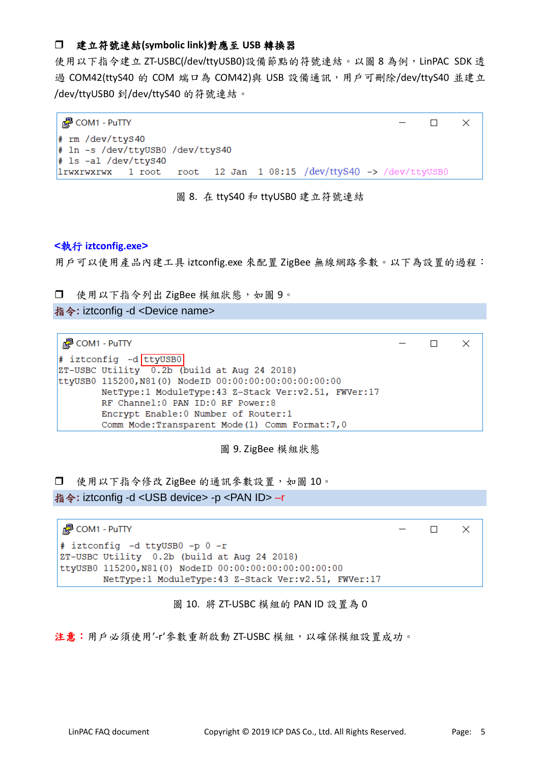❒ **建立符號連結(symbolic link)對應至 USB 轉換器**

使用以下指令建立 ZT-USBC(/dev/ttyUSB0)設備節點的符號連結。以圖 8 為例，LinPAC SDK 透過 COM42(ttyS40 的 COM 端口為 COM42)與 USB 設備通訊，用戶可刪除/dev/ttyS40 並建立/dev/ttyUSB0 到/dev/ttyS40 的符號連結。

```
COM1 - PuTTY
# rm /dev/ttyS40
# ln -s /dev/ttyUSB0 /dev/ttyS40
# ls -al /dev/ttyS40
lrwxrwxrwx    1 root     root    12 Jan  1 08:15 /dev/ttyS40 -> /dev/ttyUSB0
```

圖 8. 在 ttyS40 和 ttyUSB0 建立符號連結

**<執行 iztconfig.exe>**

用戶可以使用產品內建工具 iztconfig.exe 來配置 ZigBee 無線網路參數。以下為設置的過程：

❒ 使用以下指令列出 ZigBee 模組狀態，如圖 9。

**指令:** iztconfig -d <Device name>

```
COM1 - PuTTY
# iztconfig -d ttyUSB0
ZT-USBC Utility  0.2b (build at Aug 24 2018)
ttyUSB0 115200,N81(0) NodeID 00:00:00:00:00:00:00:00
        NetType:1 ModuleType:43 Z-Stack Ver:v2.51, FWVer:17
        RF Channel:0 PAN ID:0 RF Power:8
        Encrypt Enable:0 Number of Router:1
        Comm Mode:Transparent Mode(1) Comm Format:7,0
```

圖 9. ZigBee 模組狀態

❒ 使用以下指令修改 ZigBee 的通訊參數設置，如圖 10。

**指令:** iztconfig -d <USB device> -p <PAN ID> –r

```
COM1 - PuTTY
# iztconfig -d ttyUSB0 -p 0 -r
ZT-USBC Utility  0.2b (build at Aug 24 2018)
ttyUSB0 115200,N81(0) NodeID 00:00:00:00:00:00:00:00
        NetType:1 ModuleType:43 Z-Stack Ver:v2.51, FWVer:17
```

圖 10. 將 ZT-USBC 模組的 PAN ID 設置為 0

**注意：**用戶必須使用'-r'參數重新啟動 ZT-USBC 模組，以確保模組設置成功。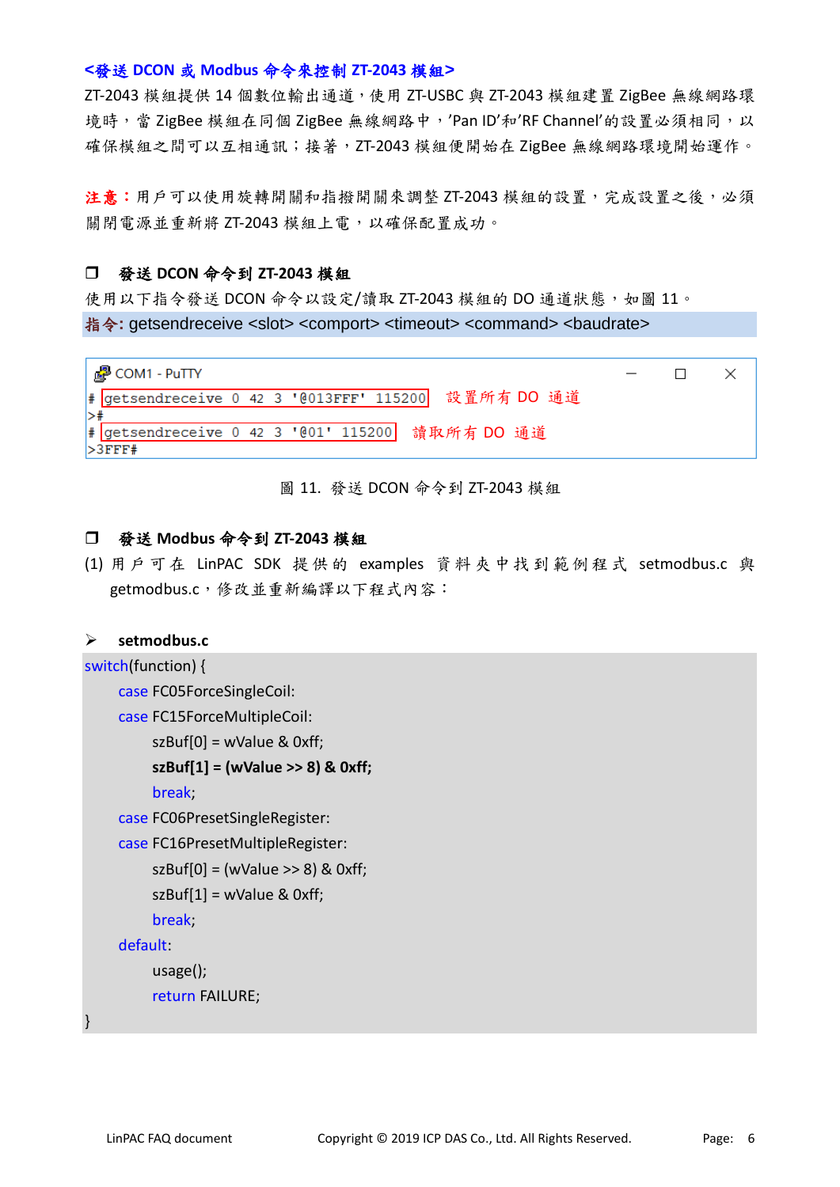**<發送 DCON 或 Modbus 命令來控制 ZT-2043 模組>**

ZT-2043 模組提供 14 個數位輸出通道，使用 ZT-USBC 與 ZT-2043 模組建置 ZigBee 無線網路環境時，當 ZigBee 模組在同個 ZigBee 無線網路中，'Pan ID'和'RF Channel'的設置必須相同，以確保模組之間可以互相通訊；接著，ZT-2043 模組便開始在 ZigBee 無線網路環境開始運作。

**注意：**用戶可以使用旋轉開關和指撥開關來調整 ZT-2043 模組的設置，完成設置之後，必須關閉電源並重新將 ZT-2043 模組上電，以確保配置成功。

### ❒ 發送 DCON 命令到 ZT-2043 模組

使用以下指令發送 DCON 命令以設定/讀取 ZT-2043 模組的 DO 通道狀態，如圖 11。

**指令:** getsendreceive <slot> <comport> <timeout> <command> <baudrate>

```
COM1 - PuTTY
# getsendreceive 0 42 3 '@013FFF' 115200     設置所有 DO 通道
>#
# getsendreceive 0 42 3 '@01' 115200         讀取所有 DO 通道
>3FFF#
```

圖 11. 發送 DCON 命令到 ZT-2043 模組

### ❒ 發送 Modbus 命令到 ZT-2043 模組

(1) 用戶可在 LinPAC SDK 提供的 examples 資料夾中找到範例程式 setmodbus.c 與 getmodbus.c，修改並重新編譯以下程式內容：

➢ **setmodbus.c**

```
switch(function) {
    case FC05ForceSingleCoil:
    case FC15ForceMultipleCoil:
        szBuf[0] = wValue & 0xff;
        szBuf[1] = (wValue >> 8) & 0xff;
        break;
    case FC06PresetSingleRegister:
    case FC16PresetMultipleRegister:
        szBuf[0] = (wValue >> 8) & 0xff;
        szBuf[1] = wValue & 0xff;
        break;
    default:
        usage();
        return FAILURE;
}
```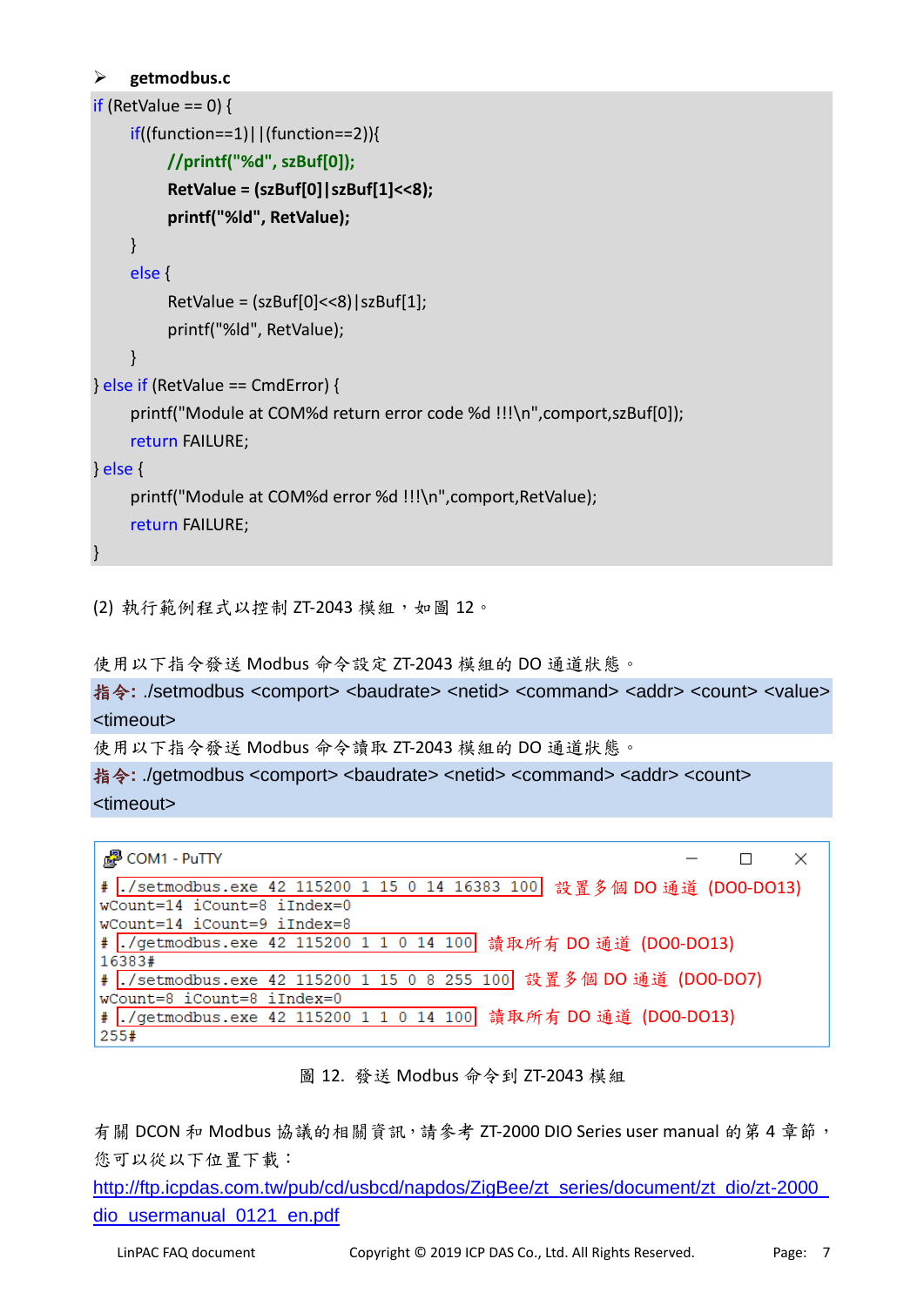- **getmodbus.c**

```
if (RetValue == 0) {
    if((function==1)||(function==2)){
        //printf("%d", szBuf[0]);
        RetValue = (szBuf[0]|szBuf[1]<<8);
        printf("%ld", RetValue);
    }
    else {
        RetValue = (szBuf[0]<<8)|szBuf[1];
        printf("%ld", RetValue);
    }
} else if (RetValue == CmdError) {
    printf("Module at COM%d return error code %d !!!\n",comport,szBuf[0]);
    return FAILURE;
} else {
    printf("Module at COM%d error %d !!!\n",comport,RetValue);
    return FAILURE;
}
```

(2) 執行範例程式以控制 ZT-2043 模組，如圖 12。

使用以下指令發送 Modbus 命令設定 ZT-2043 模組的 DO 通道狀態。

**指令:** ./setmodbus <comport> <baudrate> <netid> <command> <addr> <count> <value> <timeout>

使用以下指令發送 Modbus 命令讀取 ZT-2043 模組的 DO 通道狀態。

**指令:** ./getmodbus <comport> <baudrate> <netid> <command> <addr> <count> <timeout>

```
COM1 - PuTTY
# ./setmodbus.exe 42 115200 1 15 0 14 16383 100     設置多個 DO 通道 (DO0-DO13)
wCount=14 iCount=8 iIndex=0
wCount=14 iCount=9 iIndex=8
# ./getmodbus.exe 42 115200 1 1 0 14 100            讀取所有 DO 通道 (DO0-DO13)
16383#
# ./setmodbus.exe 42 115200 1 15 0 8 255 100        設置多個 DO 通道 (DO0-DO7)
wCount=8 iCount=8 iIndex=0
# ./getmodbus.exe 42 115200 1 1 0 14 100            讀取所有 DO 通道 (DO0-DO13)
255#
```

圖 12. 發送 Modbus 命令到 ZT-2043 模組

有關 DCON 和 Modbus 協議的相關資訊，請參考 ZT-2000 DIO Series user manual 的第 4 章節，您可以從以下位置下載：

http://ftp.icpdas.com.tw/pub/cd/usbcd/napdos/ZigBee/zt_series/document/zt_dio/zt-2000_dio_usermanual_0121_en.pdf